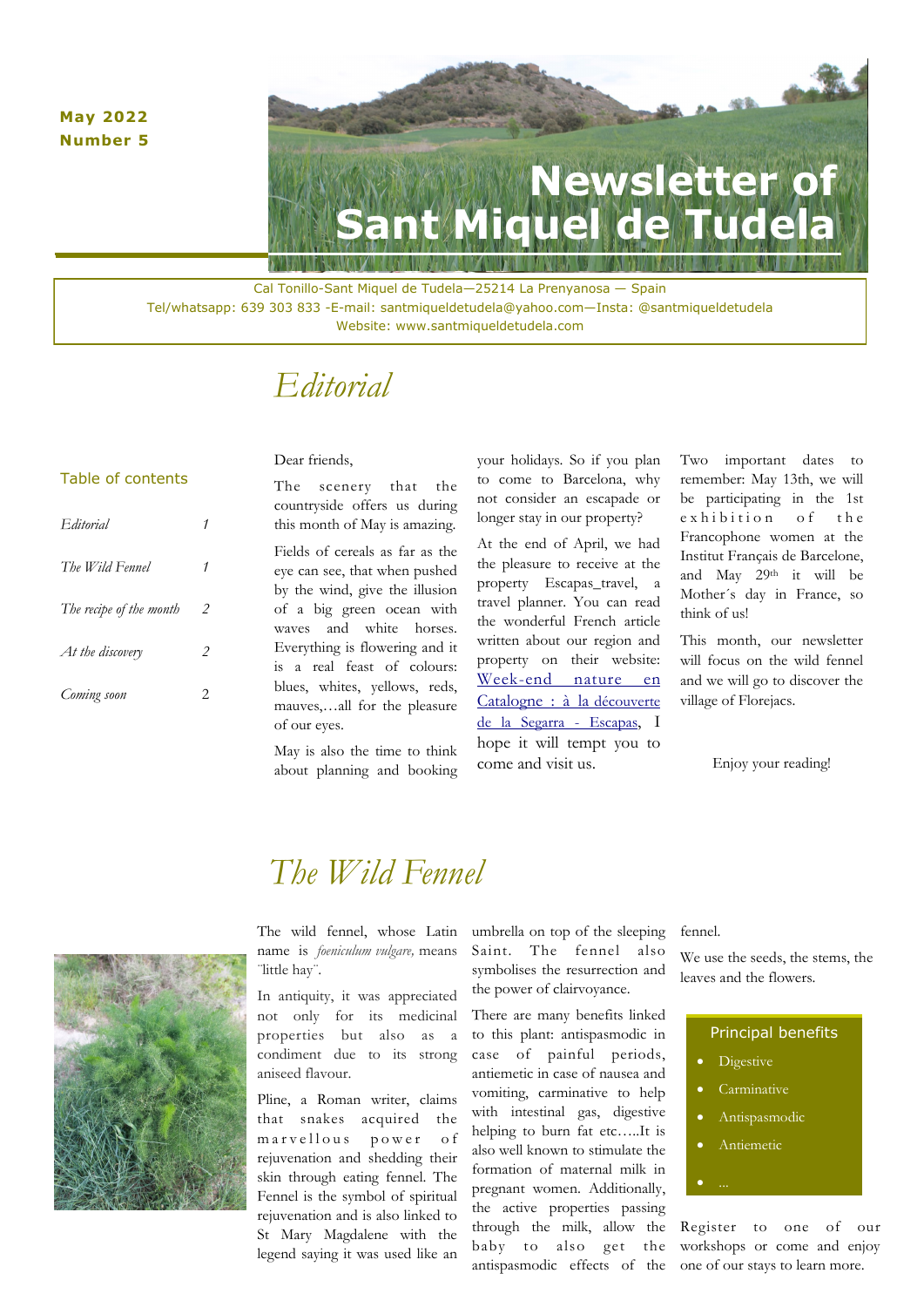May 2022
Number 5

# Newsletter of Sant Miquel de Tudela

Cal Tonillo-Sant Miquel de Tudela—25214 La Prenyanosa — Spain
Tel/whatsapp: 639 303 833 -E-mail: santmiqueldetudela@yahoo.com—Insta: @santmiqueldetudela
Website: www.santmiqueldetudela.com

**Table of contents**

| | |
|---|---|
| *Editorial* | *1* |
| *The Wild Fennel* | *1* |
| *The recipe of the month* | *2* |
| *At the discovery* | *2* |
| *Coming soon* | 2 |

## Editorial

Dear friends,

The scenery that the countryside offers us during this month of May is amazing.

Fields of cereals as far as the eye can see, that when pushed by the wind, give the illusion of a big green ocean with waves and white horses. Everything is flowering and it is a real feast of colours: blues, whites, yellows, reds, mauves,…all for the pleasure of our eyes.

May is also the time to think about planning and booking your holidays. So if you plan to come to Barcelona, why not consider an escapade or longer stay in our property?

At the end of April, we had the pleasure to receive at the property Escapas_travel, a travel planner. You can read the wonderful French article written about our region and property on their website: Week-end nature en Catalogne : à la découverte de la Segarra - Escapas, I hope it will tempt you to come and visit us.

Two important dates to remember: May 13th, we will be participating in the 1st exhibition of the Francophone women at the Institut Français de Barcelone, and May 29th it will be Mother´s day in France, so think of us!

This month, our newsletter will focus on the wild fennel and we will go to discover the village of Florejacs.

Enjoy your reading!

## The Wild Fennel

The wild fennel, whose Latin name is *foeniculum vulgare,* means ¨little hay¨.

In antiquity, it was appreciated not only for its medicinal properties but also as a condiment due to its strong aniseed flavour.

Pline, a Roman writer, claims that snakes acquired the marvellous power of rejuvenation and shedding their skin through eating fennel. The Fennel is the symbol of spiritual rejuvenation and is also linked to St Mary Magdalene with the legend saying it was used like an umbrella on top of the sleeping Saint. The fennel also symbolises the resurrection and the power of clairvoyance.

There are many benefits linked to this plant: antispasmodic in case of painful periods, antiemetic in case of nausea and vomiting, carminative to help with intestinal gas, digestive helping to burn fat etc…..It is also well known to stimulate the formation of maternal milk in pregnant women. Additionally, the active properties passing through the milk, allow the baby to also get the antispasmodic effects of the fennel.

We use the seeds, the stems, the leaves and the flowers.

**Principal benefits**

- Digestive
- Carminative
- Antispasmodic
- Antiemetic
- …

Register to one of our workshops or come and enjoy one of our stays to learn more.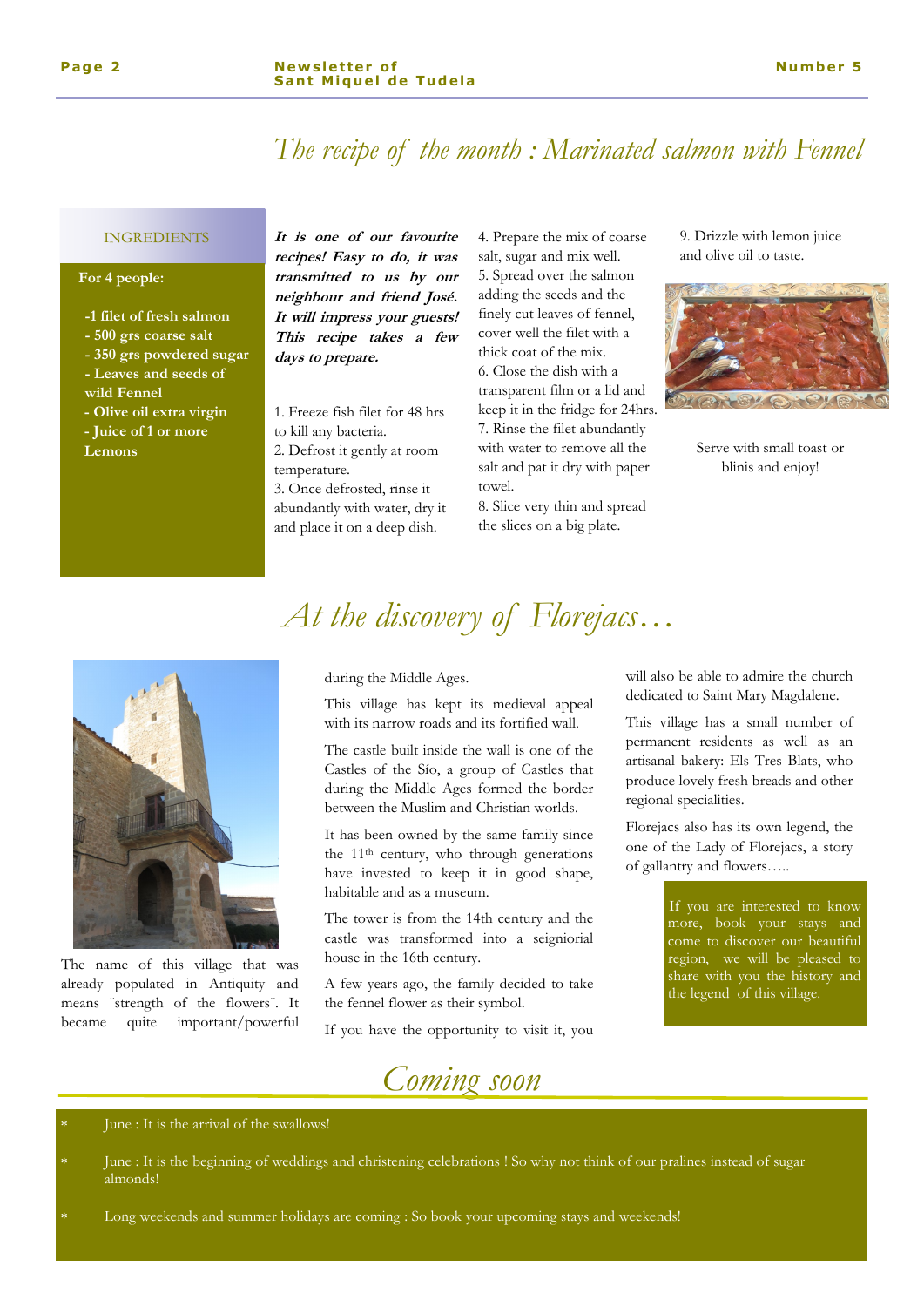# The recipe of the month : Marinated salmon with Fennel

**INGREDIENTS**

**For 4 people:**

- **1 filet of fresh salmon**
- **500 grs coarse salt**
- **350 grs powdered sugar**
- **Leaves and seeds of wild Fennel**
- **Olive oil extra virgin**
- **Juice of 1 or more Lemons**

***It is one of our favourite recipes! Easy to do, it was transmitted to us by our neighbour and friend José. It will impress your guests! This recipe takes a few days to prepare.***

1. Freeze fish filet for 48 hrs to kill any bacteria.
2. Defrost it gently at room temperature.
3. Once defrosted, rinse it abundantly with water, dry it and place it on a deep dish.
4. Prepare the mix of coarse salt, sugar and mix well.
5. Spread over the salmon adding the seeds and the finely cut leaves of fennel, cover well the filet with a thick coat of the mix.
6. Close the dish with a transparent film or a lid and keep it in the fridge for 24hrs.
7. Rinse the filet abundantly with water to remove all the salt and pat it dry with paper towel.
8. Slice very thin and spread the slices on a big plate.
9. Drizzle with lemon juice and olive oil to taste.

Serve with small toast or blinis and enjoy!

# At the discovery of Florejacs…

The name of this village that was already populated in Antiquity and means ¨strength of the flowers¨. It became quite important/powerful during the Middle Ages.

This village has kept its medieval appeal with its narrow roads and its fortified wall.

The castle built inside the wall is one of the Castles of the Sío, a group of Castles that during the Middle Ages formed the border between the Muslim and Christian worlds.

It has been owned by the same family since the 11th century, who through generations have invested to keep it in good shape, habitable and as a museum.

The tower is from the 14th century and the castle was transformed into a seigniorial house in the 16th century.

A few years ago, the family decided to take the fennel flower as their symbol.

If you have the opportunity to visit it, you will also be able to admire the church dedicated to Saint Mary Magdalene.

This village has a small number of permanent residents as well as an artisanal bakery: Els Tres Blats, who produce lovely fresh breads and other regional specialities.

Florejacs also has its own legend, the one of the Lady of Florejacs, a story of gallantry and flowers…..

If you are interested to know more, book your stays and come to discover our beautiful region, we will be pleased to share with you the history and the legend of this village.

# Coming soon

- June : It is the arrival of the swallows!
- June : It is the beginning of weddings and christening celebrations ! So why not think of our pralines instead of sugar almonds!
- Long weekends and summer holidays are coming : So book your upcoming stays and weekends!